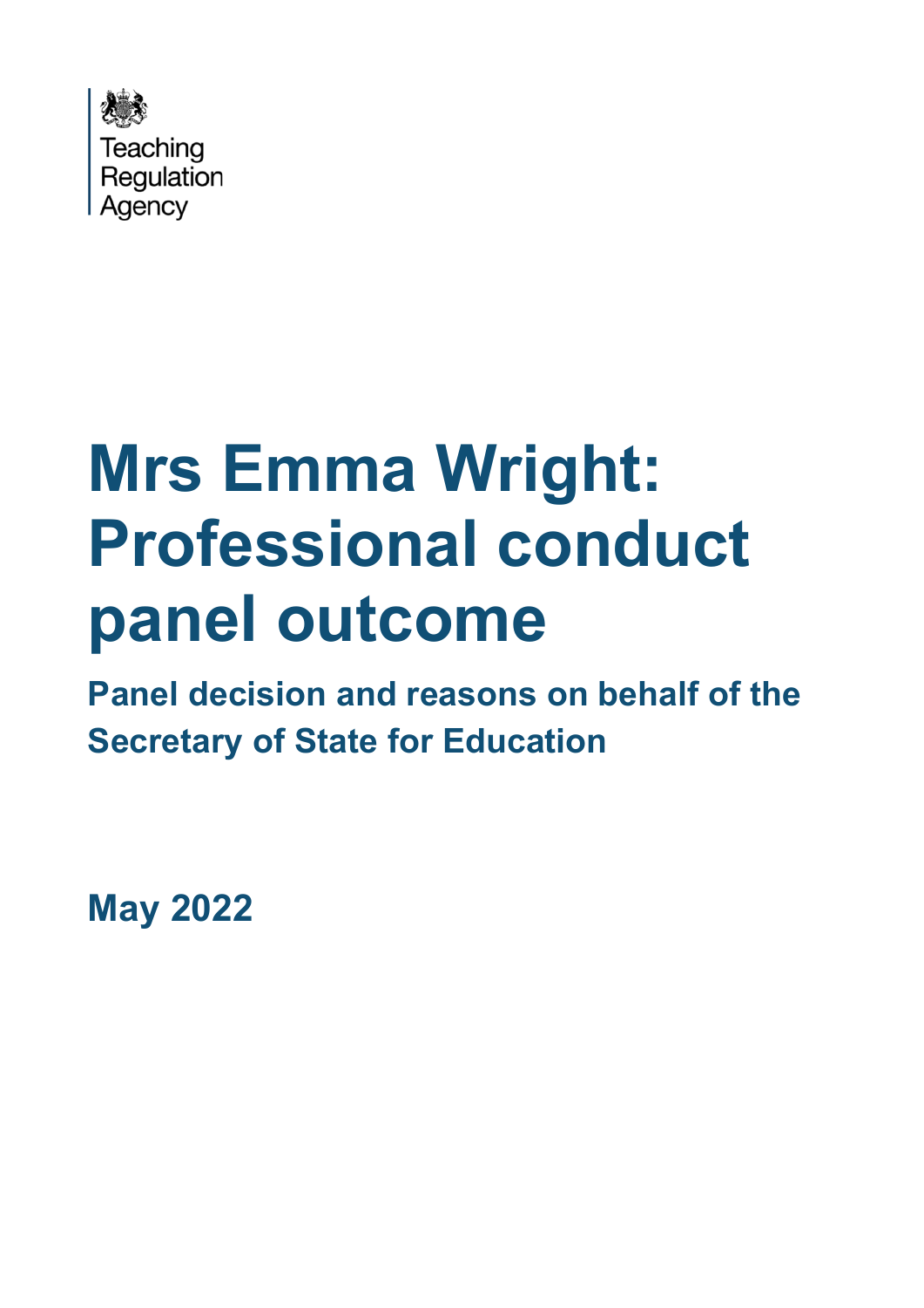Teaching Regulation Agency

# Mrs Emma Wright: Professional conduct panel outcome

## Panel decision and reasons on behalf of the Secretary of State for Education

**May 2022**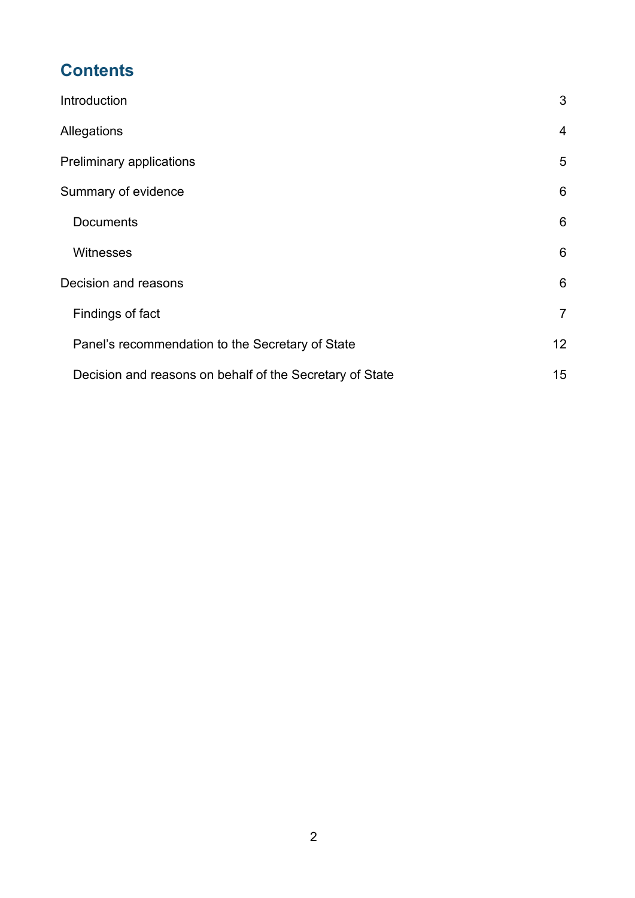# Contents

| | |
|---|---|
| Introduction | 3 |
| Allegations | 4 |
| Preliminary applications | 5 |
| Summary of evidence | 6 |
| Documents | 6 |
| Witnesses | 6 |
| Decision and reasons | 6 |
| Findings of fact | 7 |
| Panel's recommendation to the Secretary of State | 12 |
| Decision and reasons on behalf of the Secretary of State | 15 |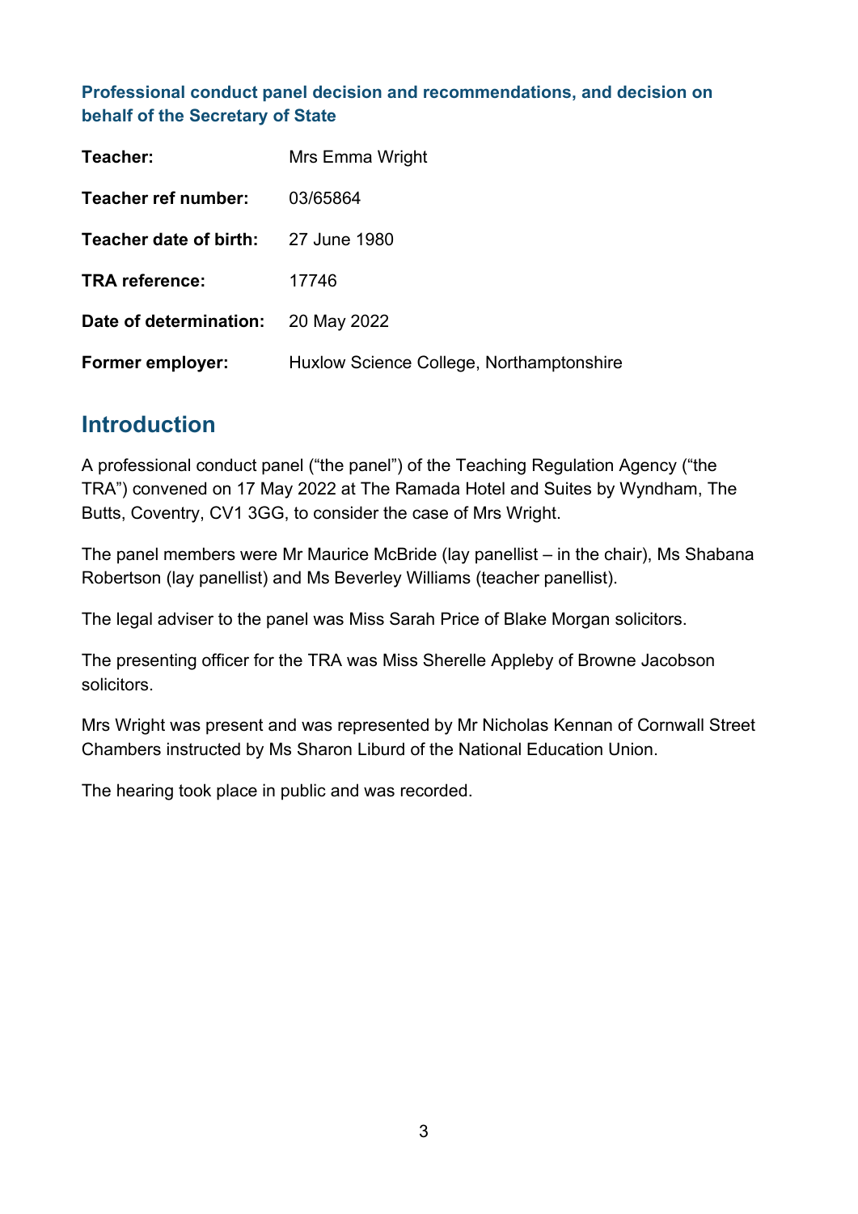**Professional conduct panel decision and recommendations, and decision on behalf of the Secretary of State**

| | |
|---|---|
| **Teacher:** | Mrs Emma Wright |
| **Teacher ref number:** | 03/65864 |
| **Teacher date of birth:** | 27 June 1980 |
| **TRA reference:** | 17746 |
| **Date of determination:** | 20 May 2022 |
| **Former employer:** | Huxlow Science College, Northamptonshire |

## Introduction

A professional conduct panel ("the panel") of the Teaching Regulation Agency ("the TRA") convened on 17 May 2022 at The Ramada Hotel and Suites by Wyndham, The Butts, Coventry, CV1 3GG, to consider the case of Mrs Wright.

The panel members were Mr Maurice McBride (lay panellist – in the chair), Ms Shabana Robertson (lay panellist) and Ms Beverley Williams (teacher panellist).

The legal adviser to the panel was Miss Sarah Price of Blake Morgan solicitors.

The presenting officer for the TRA was Miss Sherelle Appleby of Browne Jacobson solicitors.

Mrs Wright was present and was represented by Mr Nicholas Kennan of Cornwall Street Chambers instructed by Ms Sharon Liburd of the National Education Union.

The hearing took place in public and was recorded.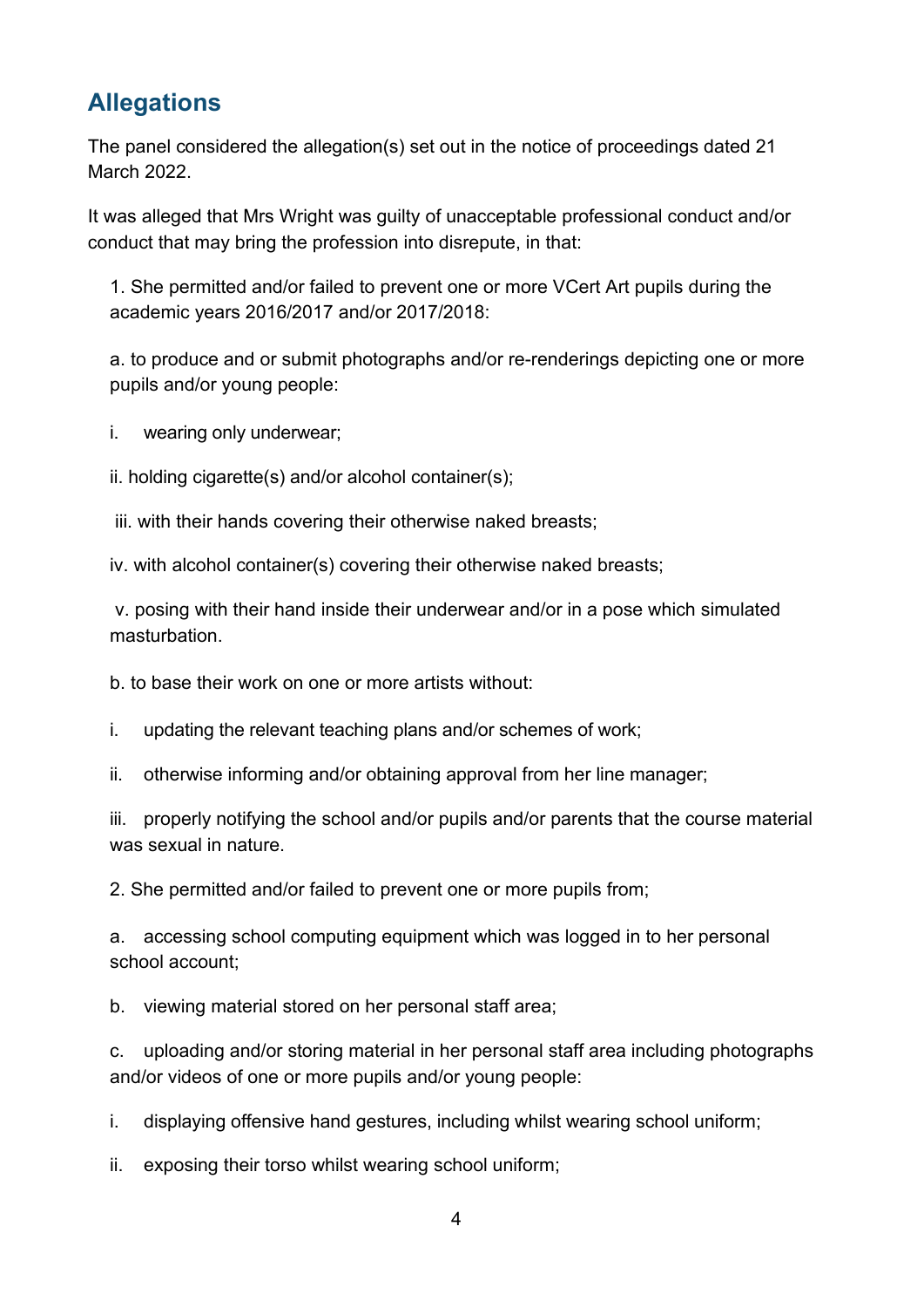## Allegations

The panel considered the allegation(s) set out in the notice of proceedings dated 21 March 2022.

It was alleged that Mrs Wright was guilty of unacceptable professional conduct and/or conduct that may bring the profession into disrepute, in that:

1. She permitted and/or failed to prevent one or more VCert Art pupils during the academic years 2016/2017 and/or 2017/2018:

a. to produce and or submit photographs and/or re-renderings depicting one or more pupils and/or young people:

i. wearing only underwear;

ii. holding cigarette(s) and/or alcohol container(s);

iii. with their hands covering their otherwise naked breasts;

iv. with alcohol container(s) covering their otherwise naked breasts;

v. posing with their hand inside their underwear and/or in a pose which simulated masturbation.

b. to base their work on one or more artists without:

i. updating the relevant teaching plans and/or schemes of work;

ii. otherwise informing and/or obtaining approval from her line manager;

iii. properly notifying the school and/or pupils and/or parents that the course material was sexual in nature.

2. She permitted and/or failed to prevent one or more pupils from;

a. accessing school computing equipment which was logged in to her personal school account;

b. viewing material stored on her personal staff area;

c. uploading and/or storing material in her personal staff area including photographs and/or videos of one or more pupils and/or young people:

i. displaying offensive hand gestures, including whilst wearing school uniform;

ii. exposing their torso whilst wearing school uniform;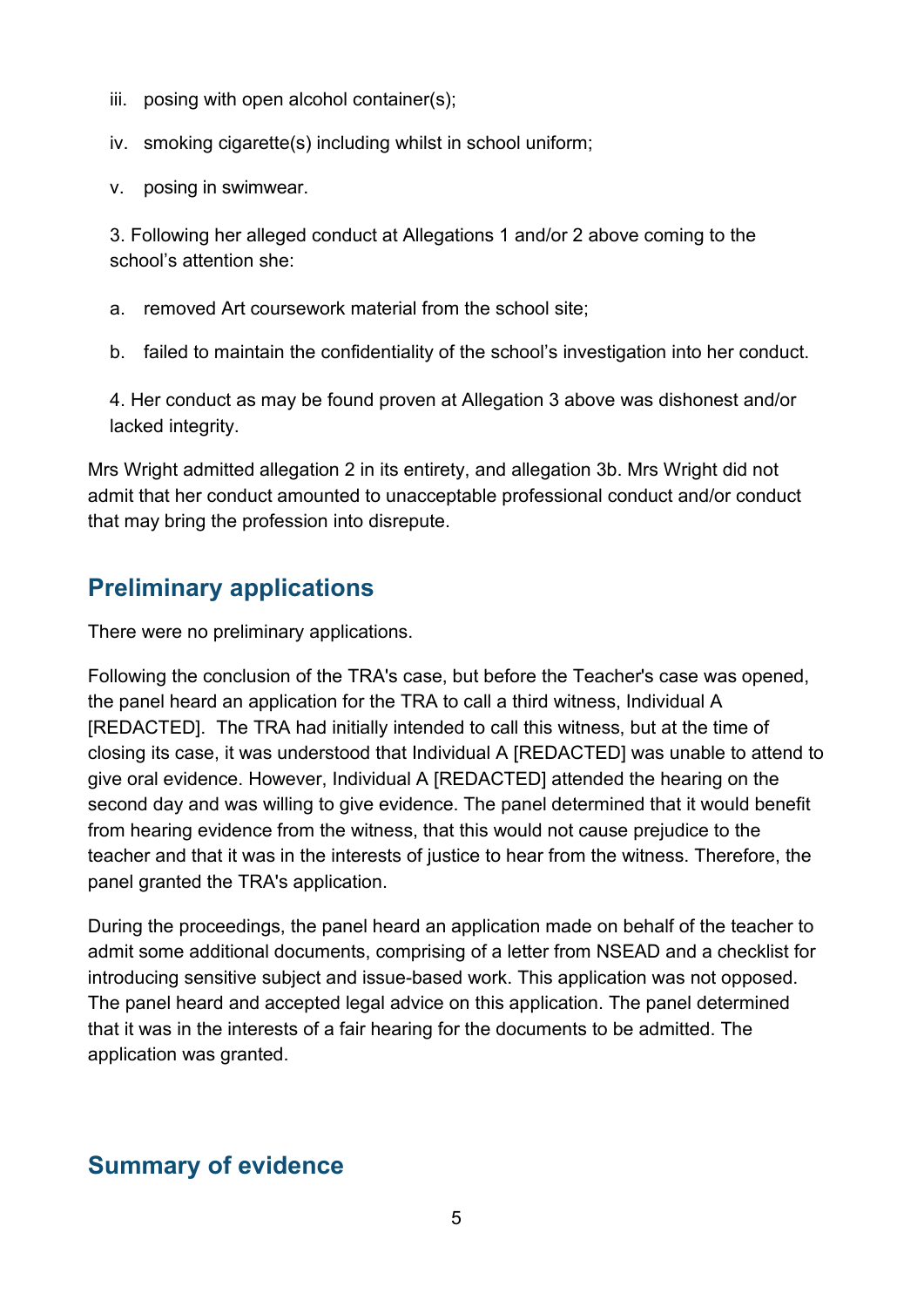iii. posing with open alcohol container(s);

iv. smoking cigarette(s) including whilst in school uniform;

v. posing in swimwear.

3. Following her alleged conduct at Allegations 1 and/or 2 above coming to the school's attention she:

a. removed Art coursework material from the school site;

b. failed to maintain the confidentiality of the school's investigation into her conduct.

4. Her conduct as may be found proven at Allegation 3 above was dishonest and/or lacked integrity.

Mrs Wright admitted allegation 2 in its entirety, and allegation 3b. Mrs Wright did not admit that her conduct amounted to unacceptable professional conduct and/or conduct that may bring the profession into disrepute.

## Preliminary applications

There were no preliminary applications.

Following the conclusion of the TRA's case, but before the Teacher's case was opened, the panel heard an application for the TRA to call a third witness, Individual A [REDACTED]. The TRA had initially intended to call this witness, but at the time of closing its case, it was understood that Individual A [REDACTED] was unable to attend to give oral evidence. However, Individual A [REDACTED] attended the hearing on the second day and was willing to give evidence. The panel determined that it would benefit from hearing evidence from the witness, that this would not cause prejudice to the teacher and that it was in the interests of justice to hear from the witness. Therefore, the panel granted the TRA's application.

During the proceedings, the panel heard an application made on behalf of the teacher to admit some additional documents, comprising of a letter from NSEAD and a checklist for introducing sensitive subject and issue-based work. This application was not opposed. The panel heard and accepted legal advice on this application. The panel determined that it was in the interests of a fair hearing for the documents to be admitted. The application was granted.

## Summary of evidence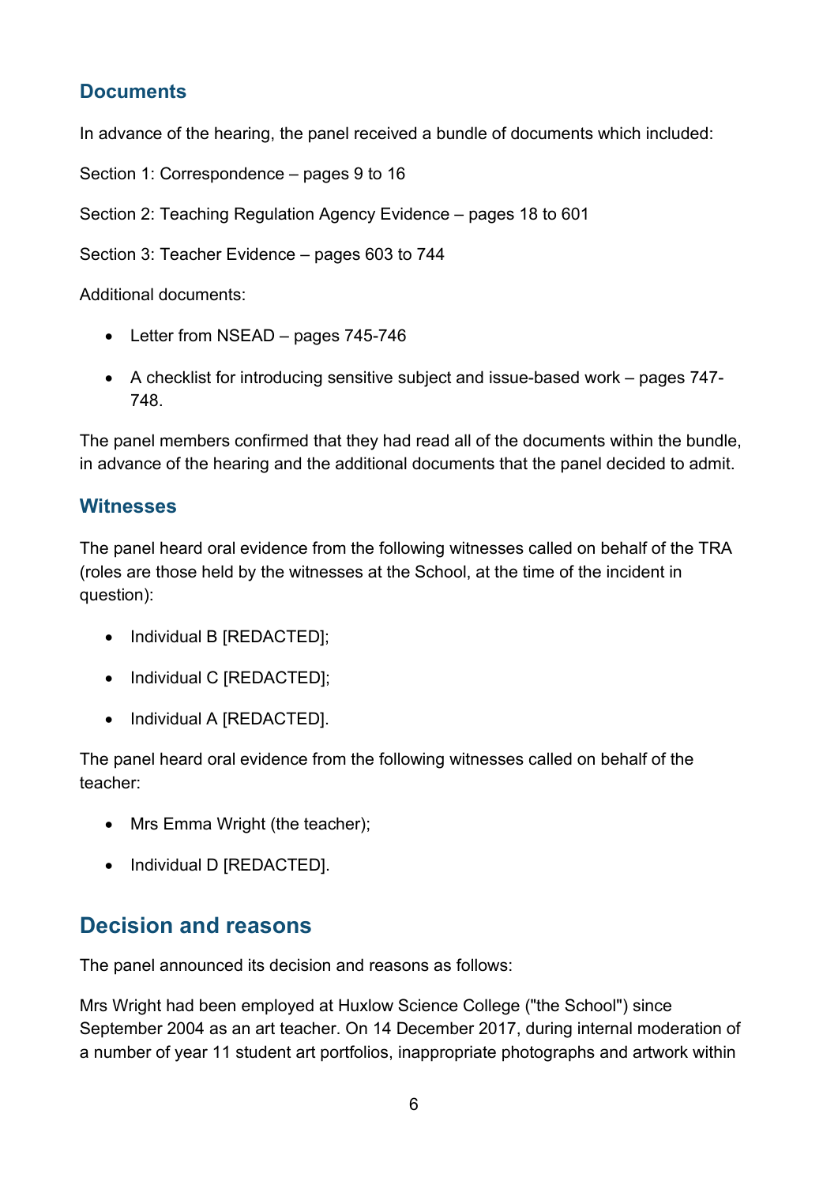### Documents

In advance of the hearing, the panel received a bundle of documents which included:

Section 1: Correspondence – pages 9 to 16

Section 2: Teaching Regulation Agency Evidence – pages 18 to 601

Section 3: Teacher Evidence – pages 603 to 744

Additional documents:

- Letter from NSEAD – pages 745-746
- A checklist for introducing sensitive subject and issue-based work – pages 747-748.

The panel members confirmed that they had read all of the documents within the bundle, in advance of the hearing and the additional documents that the panel decided to admit.

### Witnesses

The panel heard oral evidence from the following witnesses called on behalf of the TRA (roles are those held by the witnesses at the School, at the time of the incident in question):

- Individual B [REDACTED];
- Individual C [REDACTED];
- Individual A [REDACTED].

The panel heard oral evidence from the following witnesses called on behalf of the teacher:

- Mrs Emma Wright (the teacher);
- Individual D [REDACTED].

## Decision and reasons

The panel announced its decision and reasons as follows:

Mrs Wright had been employed at Huxlow Science College ("the School") since September 2004 as an art teacher. On 14 December 2017, during internal moderation of a number of year 11 student art portfolios, inappropriate photographs and artwork within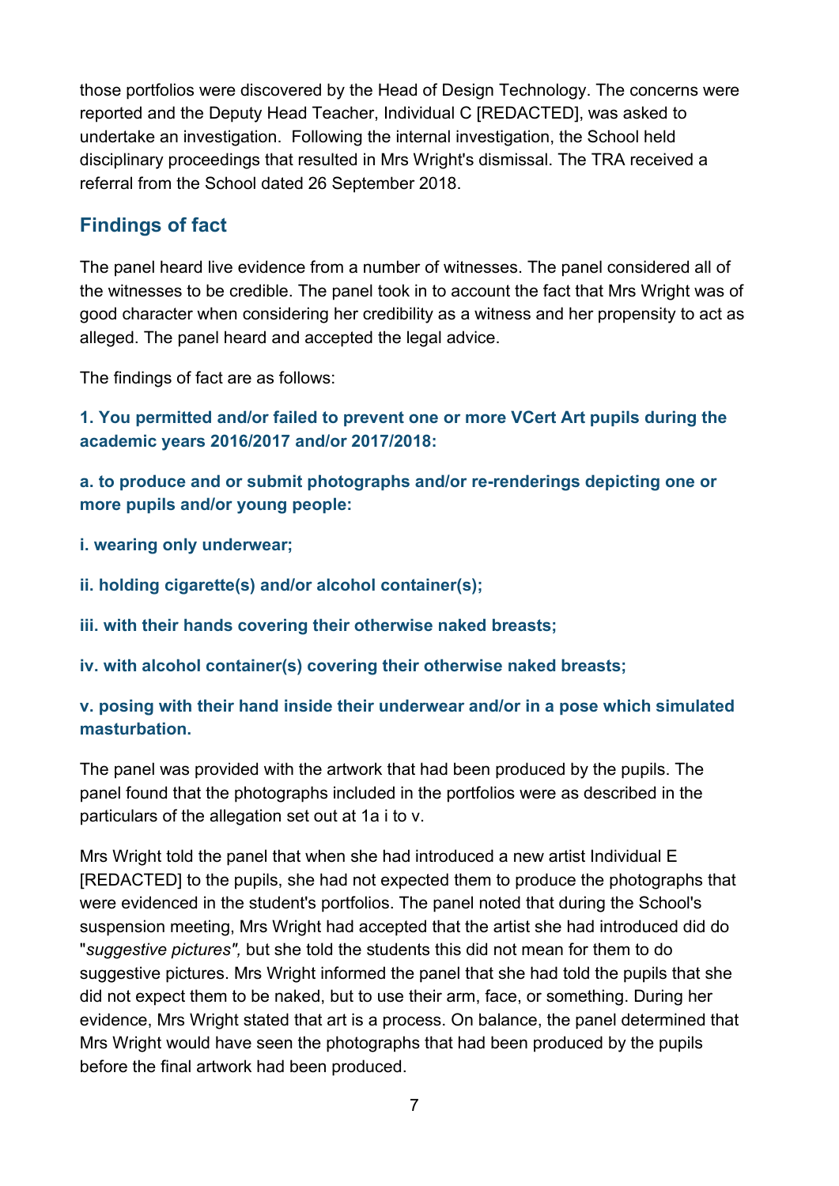those portfolios were discovered by the Head of Design Technology. The concerns were reported and the Deputy Head Teacher, Individual C [REDACTED], was asked to undertake an investigation. Following the internal investigation, the School held disciplinary proceedings that resulted in Mrs Wright's dismissal. The TRA received a referral from the School dated 26 September 2018.

## Findings of fact

The panel heard live evidence from a number of witnesses. The panel considered all of the witnesses to be credible. The panel took in to account the fact that Mrs Wright was of good character when considering her credibility as a witness and her propensity to act as alleged. The panel heard and accepted the legal advice.

The findings of fact are as follows:

**1. You permitted and/or failed to prevent one or more VCert Art pupils during the academic years 2016/2017 and/or 2017/2018:**

**a. to produce and or submit photographs and/or re-renderings depicting one or more pupils and/or young people:**

**i. wearing only underwear;**

**ii. holding cigarette(s) and/or alcohol container(s);**

**iii. with their hands covering their otherwise naked breasts;**

**iv. with alcohol container(s) covering their otherwise naked breasts;**

**v. posing with their hand inside their underwear and/or in a pose which simulated masturbation.**

The panel was provided with the artwork that had been produced by the pupils. The panel found that the photographs included in the portfolios were as described in the particulars of the allegation set out at 1a i to v.

Mrs Wright told the panel that when she had introduced a new artist Individual E [REDACTED] to the pupils, she had not expected them to produce the photographs that were evidenced in the student's portfolios. The panel noted that during the School's suspension meeting, Mrs Wright had accepted that the artist she had introduced did do "*suggestive pictures",* but she told the students this did not mean for them to do suggestive pictures. Mrs Wright informed the panel that she had told the pupils that she did not expect them to be naked, but to use their arm, face, or something. During her evidence, Mrs Wright stated that art is a process. On balance, the panel determined that Mrs Wright would have seen the photographs that had been produced by the pupils before the final artwork had been produced.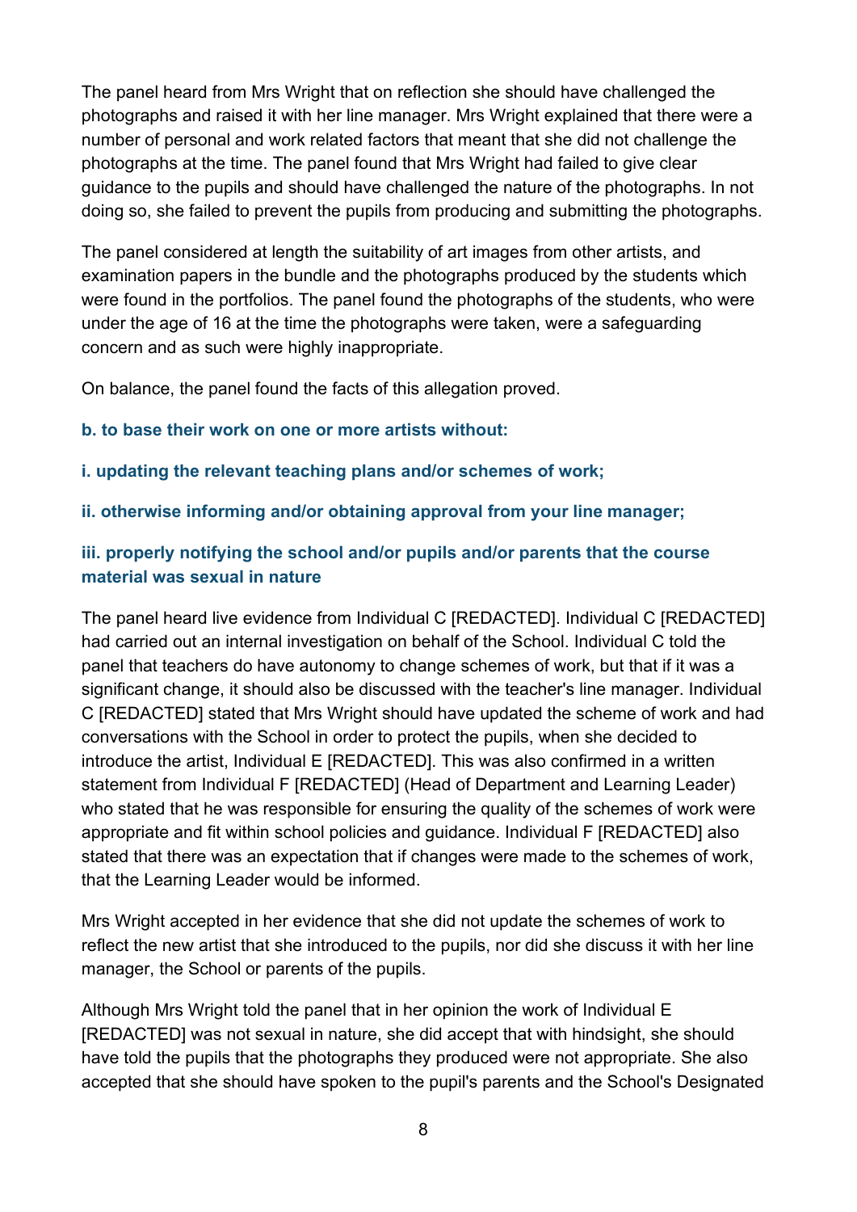The panel heard from Mrs Wright that on reflection she should have challenged the photographs and raised it with her line manager. Mrs Wright explained that there were a number of personal and work related factors that meant that she did not challenge the photographs at the time. The panel found that Mrs Wright had failed to give clear guidance to the pupils and should have challenged the nature of the photographs. In not doing so, she failed to prevent the pupils from producing and submitting the photographs.

The panel considered at length the suitability of art images from other artists, and examination papers in the bundle and the photographs produced by the students which were found in the portfolios. The panel found the photographs of the students, who were under the age of 16 at the time the photographs were taken, were a safeguarding concern and as such were highly inappropriate.

On balance, the panel found the facts of this allegation proved.

**b. to base their work on one or more artists without:**

**i. updating the relevant teaching plans and/or schemes of work;**

**ii. otherwise informing and/or obtaining approval from your line manager;**

**iii. properly notifying the school and/or pupils and/or parents that the course material was sexual in nature**

The panel heard live evidence from Individual C [REDACTED]. Individual C [REDACTED] had carried out an internal investigation on behalf of the School. Individual C told the panel that teachers do have autonomy to change schemes of work, but that if it was a significant change, it should also be discussed with the teacher's line manager. Individual C [REDACTED] stated that Mrs Wright should have updated the scheme of work and had conversations with the School in order to protect the pupils, when she decided to introduce the artist, Individual E [REDACTED]. This was also confirmed in a written statement from Individual F [REDACTED] (Head of Department and Learning Leader) who stated that he was responsible for ensuring the quality of the schemes of work were appropriate and fit within school policies and guidance. Individual F [REDACTED] also stated that there was an expectation that if changes were made to the schemes of work, that the Learning Leader would be informed.

Mrs Wright accepted in her evidence that she did not update the schemes of work to reflect the new artist that she introduced to the pupils, nor did she discuss it with her line manager, the School or parents of the pupils.

Although Mrs Wright told the panel that in her opinion the work of Individual E [REDACTED] was not sexual in nature, she did accept that with hindsight, she should have told the pupils that the photographs they produced were not appropriate. She also accepted that she should have spoken to the pupil's parents and the School's Designated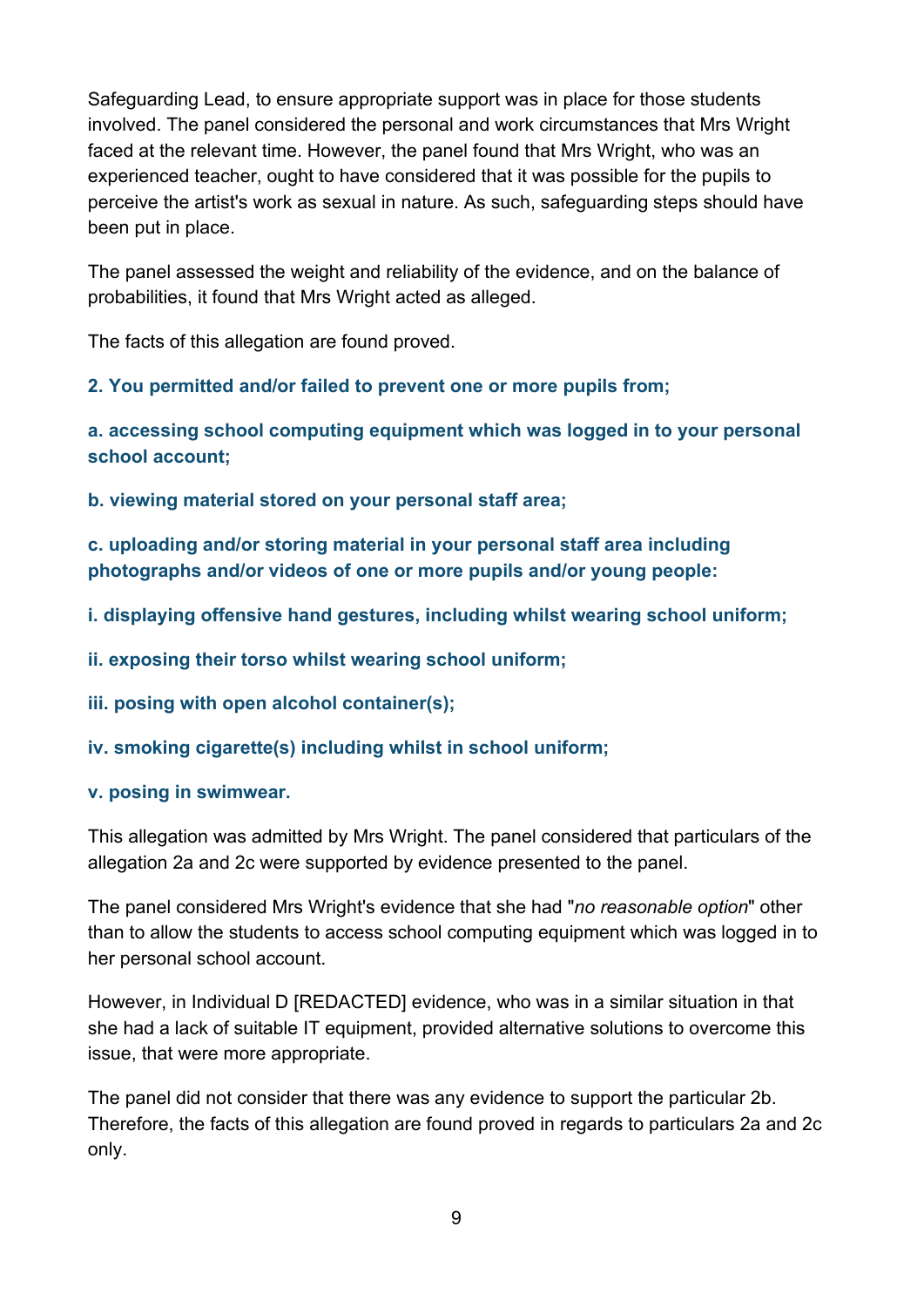Safeguarding Lead, to ensure appropriate support was in place for those students involved. The panel considered the personal and work circumstances that Mrs Wright faced at the relevant time. However, the panel found that Mrs Wright, who was an experienced teacher, ought to have considered that it was possible for the pupils to perceive the artist's work as sexual in nature. As such, safeguarding steps should have been put in place.

The panel assessed the weight and reliability of the evidence, and on the balance of probabilities, it found that Mrs Wright acted as alleged.

The facts of this allegation are found proved.

**2. You permitted and/or failed to prevent one or more pupils from;**

**a. accessing school computing equipment which was logged in to your personal school account;**

**b. viewing material stored on your personal staff area;**

**c. uploading and/or storing material in your personal staff area including photographs and/or videos of one or more pupils and/or young people:**

**i. displaying offensive hand gestures, including whilst wearing school uniform;**

**ii. exposing their torso whilst wearing school uniform;**

**iii. posing with open alcohol container(s);**

**iv. smoking cigarette(s) including whilst in school uniform;**

**v. posing in swimwear.**

This allegation was admitted by Mrs Wright. The panel considered that particulars of the allegation 2a and 2c were supported by evidence presented to the panel.

The panel considered Mrs Wright's evidence that she had "*no reasonable option*" other than to allow the students to access school computing equipment which was logged in to her personal school account.

However, in Individual D [REDACTED] evidence, who was in a similar situation in that she had a lack of suitable IT equipment, provided alternative solutions to overcome this issue, that were more appropriate.

The panel did not consider that there was any evidence to support the particular 2b. Therefore, the facts of this allegation are found proved in regards to particulars 2a and 2c only.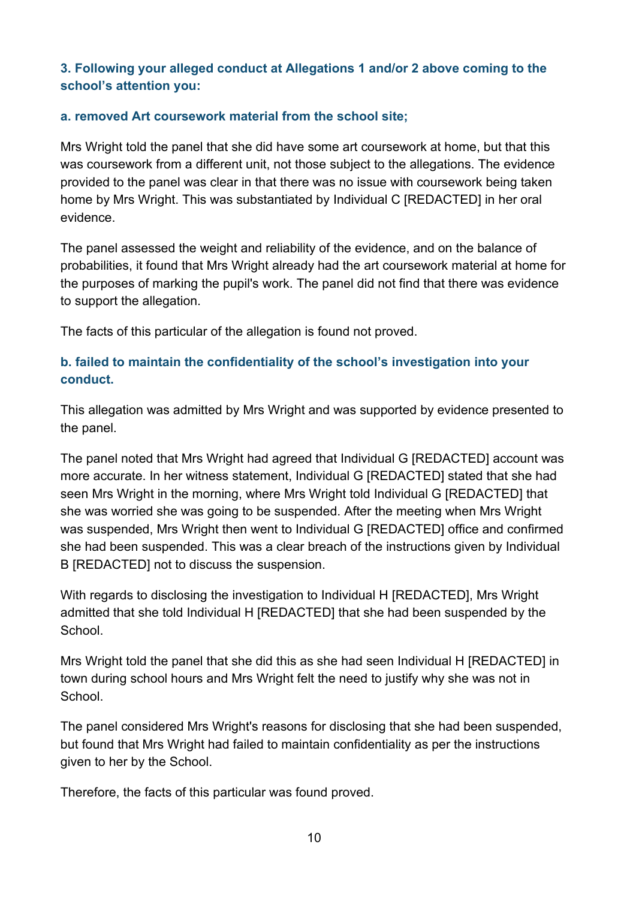**3. Following your alleged conduct at Allegations 1 and/or 2 above coming to the school's attention you:**

**a. removed Art coursework material from the school site;**

Mrs Wright told the panel that she did have some art coursework at home, but that this was coursework from a different unit, not those subject to the allegations. The evidence provided to the panel was clear in that there was no issue with coursework being taken home by Mrs Wright. This was substantiated by Individual C [REDACTED] in her oral evidence.

The panel assessed the weight and reliability of the evidence, and on the balance of probabilities, it found that Mrs Wright already had the art coursework material at home for the purposes of marking the pupil's work. The panel did not find that there was evidence to support the allegation.

The facts of this particular of the allegation is found not proved.

**b. failed to maintain the confidentiality of the school's investigation into your conduct.**

This allegation was admitted by Mrs Wright and was supported by evidence presented to the panel.

The panel noted that Mrs Wright had agreed that Individual G [REDACTED] account was more accurate. In her witness statement, Individual G [REDACTED] stated that she had seen Mrs Wright in the morning, where Mrs Wright told Individual G [REDACTED] that she was worried she was going to be suspended. After the meeting when Mrs Wright was suspended, Mrs Wright then went to Individual G [REDACTED] office and confirmed she had been suspended. This was a clear breach of the instructions given by Individual B [REDACTED] not to discuss the suspension.

With regards to disclosing the investigation to Individual H [REDACTED], Mrs Wright admitted that she told Individual H [REDACTED] that she had been suspended by the School.

Mrs Wright told the panel that she did this as she had seen Individual H [REDACTED] in town during school hours and Mrs Wright felt the need to justify why she was not in School.

The panel considered Mrs Wright's reasons for disclosing that she had been suspended, but found that Mrs Wright had failed to maintain confidentiality as per the instructions given to her by the School.

Therefore, the facts of this particular was found proved.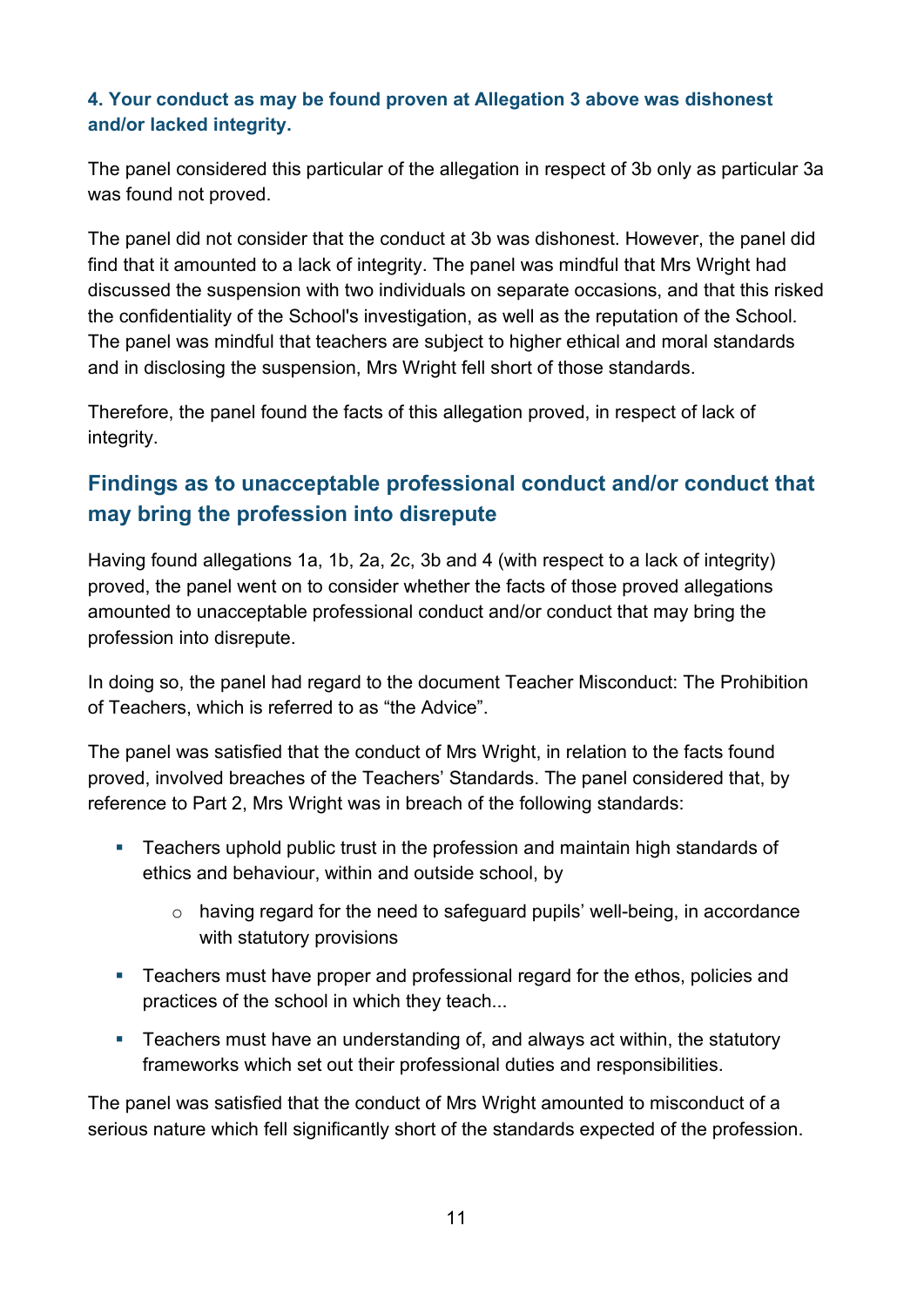#### 4. Your conduct as may be found proven at Allegation 3 above was dishonest and/or lacked integrity.

The panel considered this particular of the allegation in respect of 3b only as particular 3a was found not proved.

The panel did not consider that the conduct at 3b was dishonest. However, the panel did find that it amounted to a lack of integrity. The panel was mindful that Mrs Wright had discussed the suspension with two individuals on separate occasions, and that this risked the confidentiality of the School's investigation, as well as the reputation of the School. The panel was mindful that teachers are subject to higher ethical and moral standards and in disclosing the suspension, Mrs Wright fell short of those standards.

Therefore, the panel found the facts of this allegation proved, in respect of lack of integrity.

## Findings as to unacceptable professional conduct and/or conduct that may bring the profession into disrepute

Having found allegations 1a, 1b, 2a, 2c, 3b and 4 (with respect to a lack of integrity) proved, the panel went on to consider whether the facts of those proved allegations amounted to unacceptable professional conduct and/or conduct that may bring the profession into disrepute.

In doing so, the panel had regard to the document Teacher Misconduct: The Prohibition of Teachers, which is referred to as "the Advice".

The panel was satisfied that the conduct of Mrs Wright, in relation to the facts found proved, involved breaches of the Teachers' Standards. The panel considered that, by reference to Part 2, Mrs Wright was in breach of the following standards:

- Teachers uphold public trust in the profession and maintain high standards of ethics and behaviour, within and outside school, by
    - having regard for the need to safeguard pupils' well-being, in accordance with statutory provisions
- Teachers must have proper and professional regard for the ethos, policies and practices of the school in which they teach...
- Teachers must have an understanding of, and always act within, the statutory frameworks which set out their professional duties and responsibilities.

The panel was satisfied that the conduct of Mrs Wright amounted to misconduct of a serious nature which fell significantly short of the standards expected of the profession.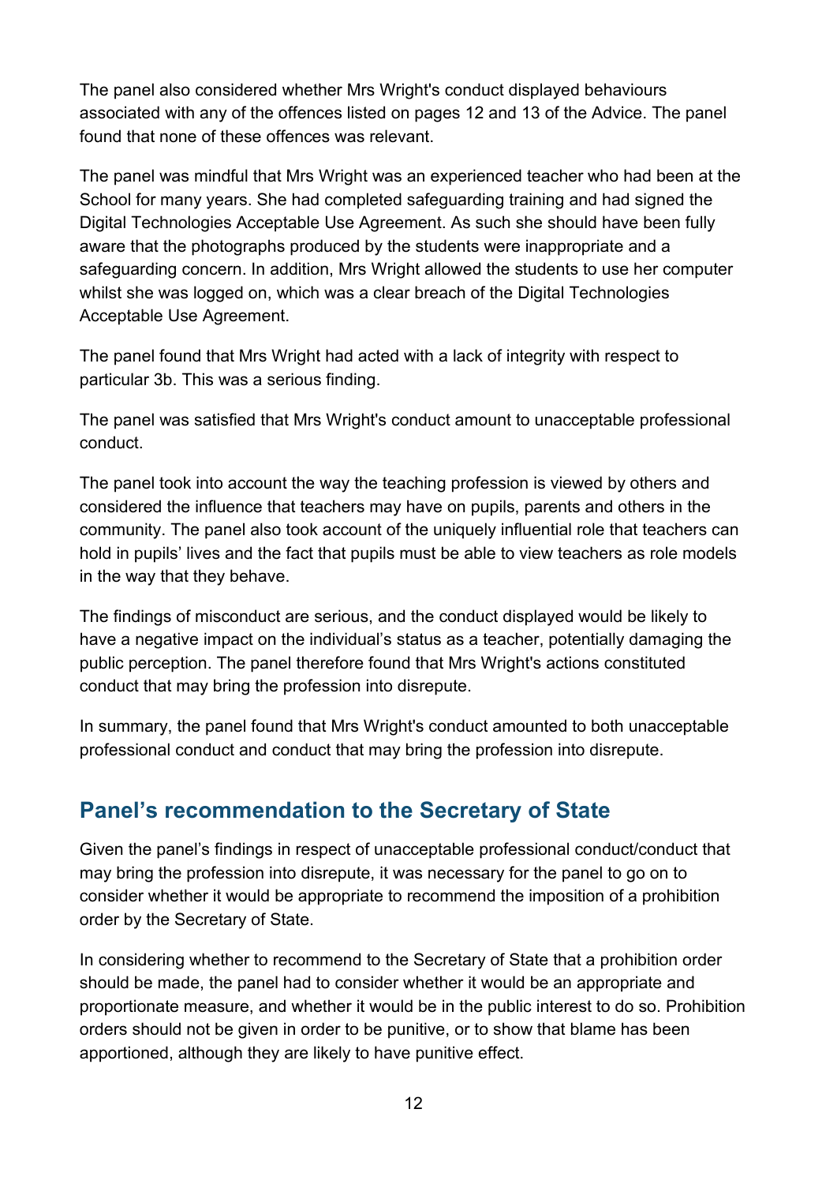The panel also considered whether Mrs Wright's conduct displayed behaviours associated with any of the offences listed on pages 12 and 13 of the Advice. The panel found that none of these offences was relevant.

The panel was mindful that Mrs Wright was an experienced teacher who had been at the School for many years. She had completed safeguarding training and had signed the Digital Technologies Acceptable Use Agreement. As such she should have been fully aware that the photographs produced by the students were inappropriate and a safeguarding concern. In addition, Mrs Wright allowed the students to use her computer whilst she was logged on, which was a clear breach of the Digital Technologies Acceptable Use Agreement.

The panel found that Mrs Wright had acted with a lack of integrity with respect to particular 3b. This was a serious finding.

The panel was satisfied that Mrs Wright's conduct amount to unacceptable professional conduct.

The panel took into account the way the teaching profession is viewed by others and considered the influence that teachers may have on pupils, parents and others in the community. The panel also took account of the uniquely influential role that teachers can hold in pupils' lives and the fact that pupils must be able to view teachers as role models in the way that they behave.

The findings of misconduct are serious, and the conduct displayed would be likely to have a negative impact on the individual's status as a teacher, potentially damaging the public perception. The panel therefore found that Mrs Wright's actions constituted conduct that may bring the profession into disrepute.

In summary, the panel found that Mrs Wright's conduct amounted to both unacceptable professional conduct and conduct that may bring the profession into disrepute.

## Panel's recommendation to the Secretary of State

Given the panel's findings in respect of unacceptable professional conduct/conduct that may bring the profession into disrepute, it was necessary for the panel to go on to consider whether it would be appropriate to recommend the imposition of a prohibition order by the Secretary of State.

In considering whether to recommend to the Secretary of State that a prohibition order should be made, the panel had to consider whether it would be an appropriate and proportionate measure, and whether it would be in the public interest to do so. Prohibition orders should not be given in order to be punitive, or to show that blame has been apportioned, although they are likely to have punitive effect.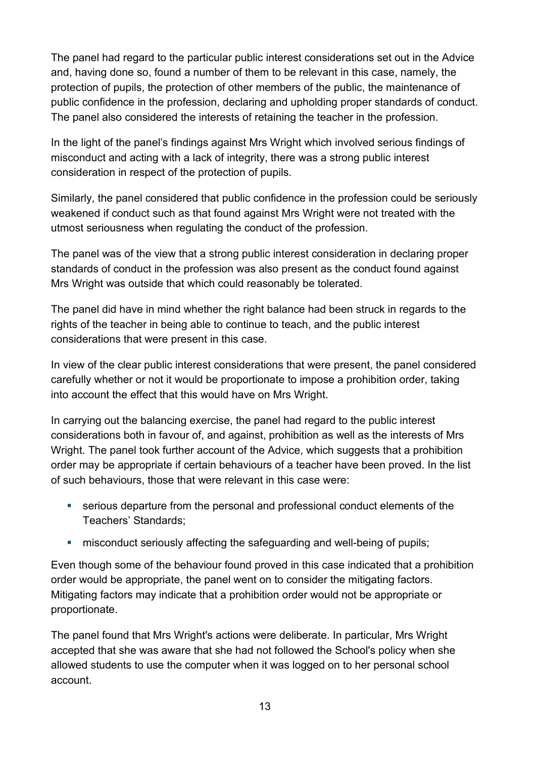The panel had regard to the particular public interest considerations set out in the Advice and, having done so, found a number of them to be relevant in this case, namely, the protection of pupils, the protection of other members of the public, the maintenance of public confidence in the profession, declaring and upholding proper standards of conduct. The panel also considered the interests of retaining the teacher in the profession.

In the light of the panel's findings against Mrs Wright which involved serious findings of misconduct and acting with a lack of integrity, there was a strong public interest consideration in respect of the protection of pupils.

Similarly, the panel considered that public confidence in the profession could be seriously weakened if conduct such as that found against Mrs Wright were not treated with the utmost seriousness when regulating the conduct of the profession.

The panel was of the view that a strong public interest consideration in declaring proper standards of conduct in the profession was also present as the conduct found against Mrs Wright was outside that which could reasonably be tolerated.

The panel did have in mind whether the right balance had been struck in regards to the rights of the teacher in being able to continue to teach, and the public interest considerations that were present in this case.

In view of the clear public interest considerations that were present, the panel considered carefully whether or not it would be proportionate to impose a prohibition order, taking into account the effect that this would have on Mrs Wright.

In carrying out the balancing exercise, the panel had regard to the public interest considerations both in favour of, and against, prohibition as well as the interests of Mrs Wright. The panel took further account of the Advice, which suggests that a prohibition order may be appropriate if certain behaviours of a teacher have been proved. In the list of such behaviours, those that were relevant in this case were:

- serious departure from the personal and professional conduct elements of the Teachers' Standards;
- misconduct seriously affecting the safeguarding and well-being of pupils;

Even though some of the behaviour found proved in this case indicated that a prohibition order would be appropriate, the panel went on to consider the mitigating factors. Mitigating factors may indicate that a prohibition order would not be appropriate or proportionate.

The panel found that Mrs Wright's actions were deliberate. In particular, Mrs Wright accepted that she was aware that she had not followed the School's policy when she allowed students to use the computer when it was logged on to her personal school account.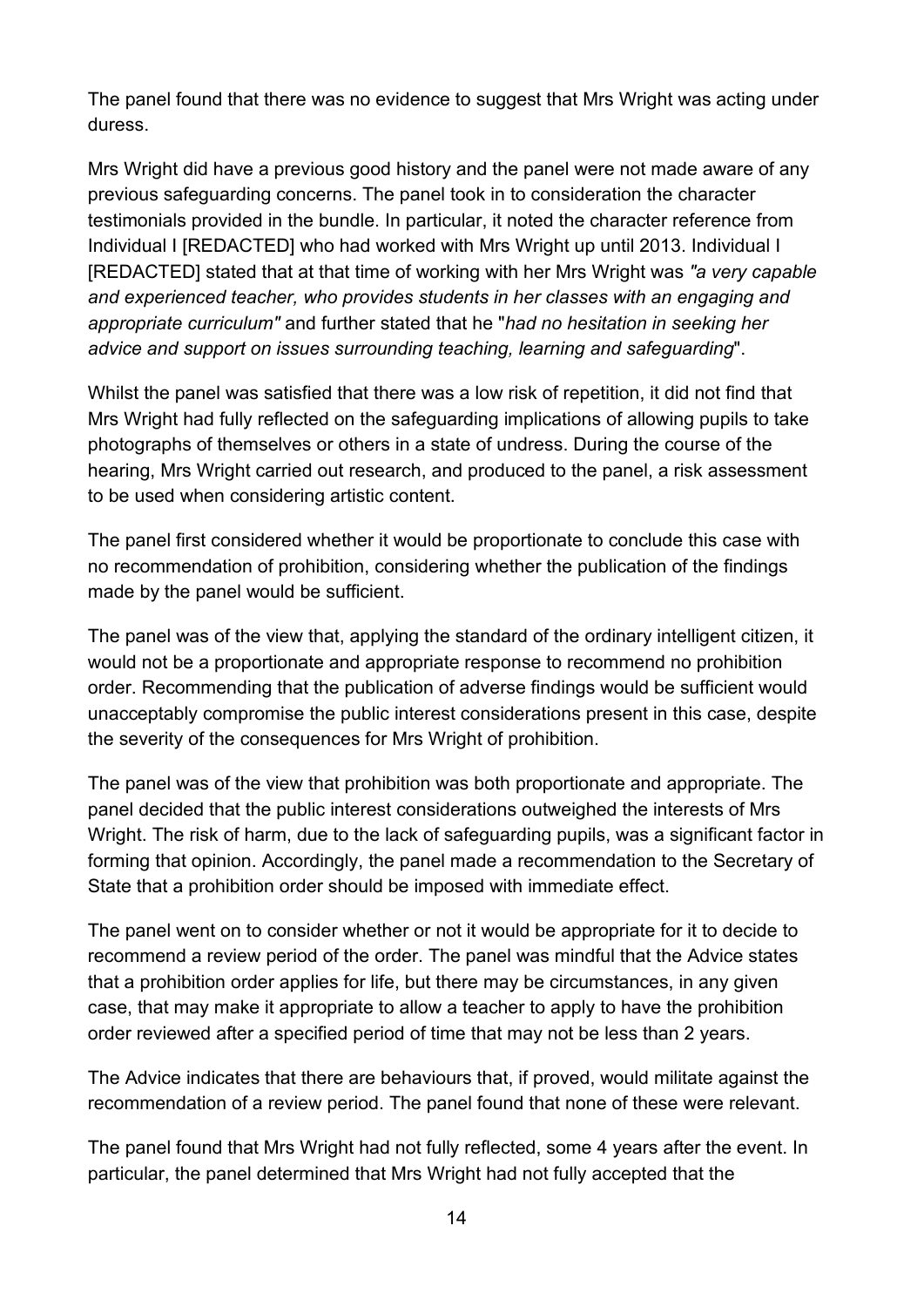The panel found that there was no evidence to suggest that Mrs Wright was acting under duress.

Mrs Wright did have a previous good history and the panel were not made aware of any previous safeguarding concerns. The panel took in to consideration the character testimonials provided in the bundle. In particular, it noted the character reference from Individual I [REDACTED] who had worked with Mrs Wright up until 2013. Individual I [REDACTED] stated that at that time of working with her Mrs Wright was *"a very capable and experienced teacher, who provides students in her classes with an engaging and appropriate curriculum"* and further stated that he "*had no hesitation in seeking her advice and support on issues surrounding teaching, learning and safeguarding*".

Whilst the panel was satisfied that there was a low risk of repetition, it did not find that Mrs Wright had fully reflected on the safeguarding implications of allowing pupils to take photographs of themselves or others in a state of undress. During the course of the hearing, Mrs Wright carried out research, and produced to the panel, a risk assessment to be used when considering artistic content.

The panel first considered whether it would be proportionate to conclude this case with no recommendation of prohibition, considering whether the publication of the findings made by the panel would be sufficient.

The panel was of the view that, applying the standard of the ordinary intelligent citizen, it would not be a proportionate and appropriate response to recommend no prohibition order. Recommending that the publication of adverse findings would be sufficient would unacceptably compromise the public interest considerations present in this case, despite the severity of the consequences for Mrs Wright of prohibition.

The panel was of the view that prohibition was both proportionate and appropriate. The panel decided that the public interest considerations outweighed the interests of Mrs Wright. The risk of harm, due to the lack of safeguarding pupils, was a significant factor in forming that opinion. Accordingly, the panel made a recommendation to the Secretary of State that a prohibition order should be imposed with immediate effect.

The panel went on to consider whether or not it would be appropriate for it to decide to recommend a review period of the order. The panel was mindful that the Advice states that a prohibition order applies for life, but there may be circumstances, in any given case, that may make it appropriate to allow a teacher to apply to have the prohibition order reviewed after a specified period of time that may not be less than 2 years.

The Advice indicates that there are behaviours that, if proved, would militate against the recommendation of a review period. The panel found that none of these were relevant.

The panel found that Mrs Wright had not fully reflected, some 4 years after the event. In particular, the panel determined that Mrs Wright had not fully accepted that the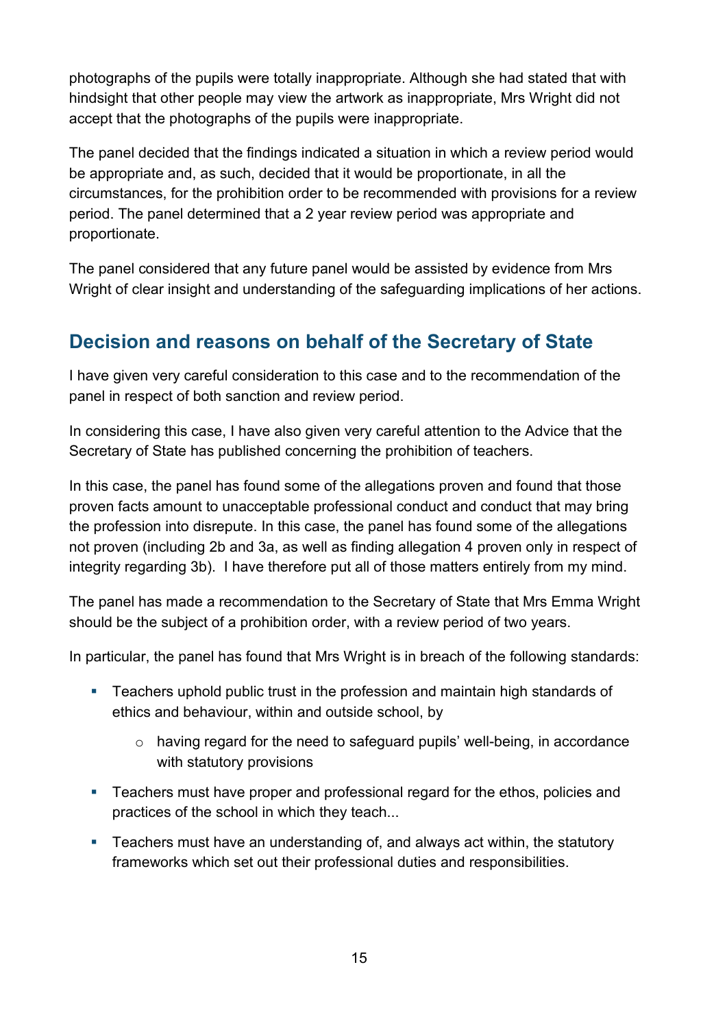photographs of the pupils were totally inappropriate. Although she had stated that with hindsight that other people may view the artwork as inappropriate, Mrs Wright did not accept that the photographs of the pupils were inappropriate.

The panel decided that the findings indicated a situation in which a review period would be appropriate and, as such, decided that it would be proportionate, in all the circumstances, for the prohibition order to be recommended with provisions for a review period. The panel determined that a 2 year review period was appropriate and proportionate.

The panel considered that any future panel would be assisted by evidence from Mrs Wright of clear insight and understanding of the safeguarding implications of her actions.

## Decision and reasons on behalf of the Secretary of State

I have given very careful consideration to this case and to the recommendation of the panel in respect of both sanction and review period.

In considering this case, I have also given very careful attention to the Advice that the Secretary of State has published concerning the prohibition of teachers.

In this case, the panel has found some of the allegations proven and found that those proven facts amount to unacceptable professional conduct and conduct that may bring the profession into disrepute. In this case, the panel has found some of the allegations not proven (including 2b and 3a, as well as finding allegation 4 proven only in respect of integrity regarding 3b). I have therefore put all of those matters entirely from my mind.

The panel has made a recommendation to the Secretary of State that Mrs Emma Wright should be the subject of a prohibition order, with a review period of two years.

In particular, the panel has found that Mrs Wright is in breach of the following standards:

- Teachers uphold public trust in the profession and maintain high standards of ethics and behaviour, within and outside school, by
  - having regard for the need to safeguard pupils' well-being, in accordance with statutory provisions
- Teachers must have proper and professional regard for the ethos, policies and practices of the school in which they teach...
- Teachers must have an understanding of, and always act within, the statutory frameworks which set out their professional duties and responsibilities.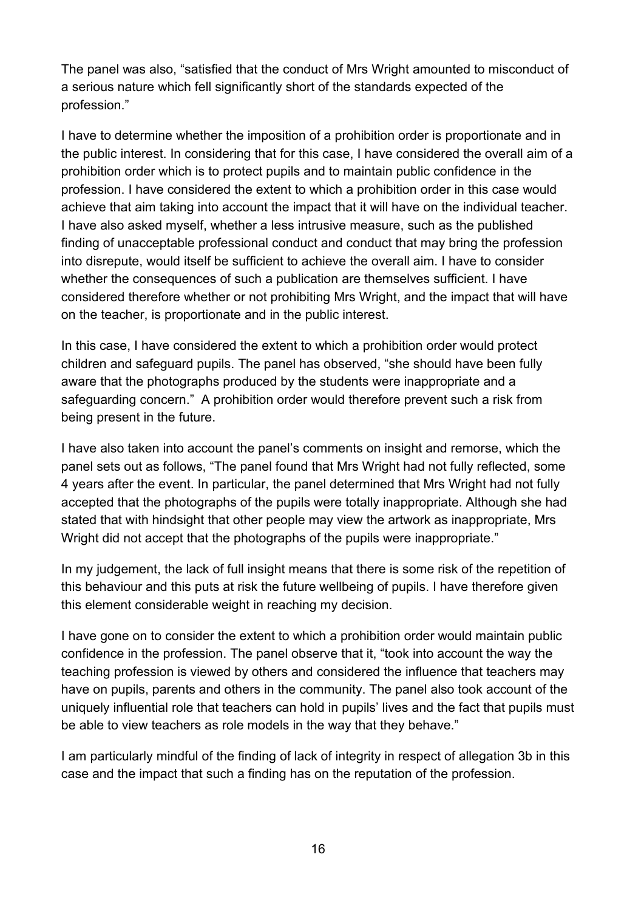The panel was also, "satisfied that the conduct of Mrs Wright amounted to misconduct of a serious nature which fell significantly short of the standards expected of the profession."

I have to determine whether the imposition of a prohibition order is proportionate and in the public interest. In considering that for this case, I have considered the overall aim of a prohibition order which is to protect pupils and to maintain public confidence in the profession. I have considered the extent to which a prohibition order in this case would achieve that aim taking into account the impact that it will have on the individual teacher. I have also asked myself, whether a less intrusive measure, such as the published finding of unacceptable professional conduct and conduct that may bring the profession into disrepute, would itself be sufficient to achieve the overall aim. I have to consider whether the consequences of such a publication are themselves sufficient. I have considered therefore whether or not prohibiting Mrs Wright, and the impact that will have on the teacher, is proportionate and in the public interest.

In this case, I have considered the extent to which a prohibition order would protect children and safeguard pupils. The panel has observed, "she should have been fully aware that the photographs produced by the students were inappropriate and a safeguarding concern." A prohibition order would therefore prevent such a risk from being present in the future.

I have also taken into account the panel's comments on insight and remorse, which the panel sets out as follows, "The panel found that Mrs Wright had not fully reflected, some 4 years after the event. In particular, the panel determined that Mrs Wright had not fully accepted that the photographs of the pupils were totally inappropriate. Although she had stated that with hindsight that other people may view the artwork as inappropriate, Mrs Wright did not accept that the photographs of the pupils were inappropriate."

In my judgement, the lack of full insight means that there is some risk of the repetition of this behaviour and this puts at risk the future wellbeing of pupils. I have therefore given this element considerable weight in reaching my decision.

I have gone on to consider the extent to which a prohibition order would maintain public confidence in the profession. The panel observe that it, "took into account the way the teaching profession is viewed by others and considered the influence that teachers may have on pupils, parents and others in the community. The panel also took account of the uniquely influential role that teachers can hold in pupils' lives and the fact that pupils must be able to view teachers as role models in the way that they behave."

I am particularly mindful of the finding of lack of integrity in respect of allegation 3b in this case and the impact that such a finding has on the reputation of the profession.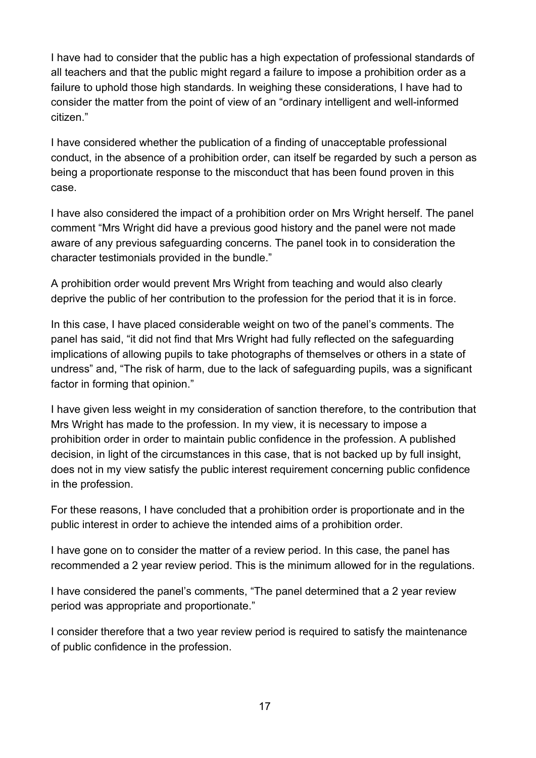I have had to consider that the public has a high expectation of professional standards of all teachers and that the public might regard a failure to impose a prohibition order as a failure to uphold those high standards. In weighing these considerations, I have had to consider the matter from the point of view of an "ordinary intelligent and well-informed citizen."

I have considered whether the publication of a finding of unacceptable professional conduct, in the absence of a prohibition order, can itself be regarded by such a person as being a proportionate response to the misconduct that has been found proven in this case.

I have also considered the impact of a prohibition order on Mrs Wright herself. The panel comment "Mrs Wright did have a previous good history and the panel were not made aware of any previous safeguarding concerns. The panel took in to consideration the character testimonials provided in the bundle."

A prohibition order would prevent Mrs Wright from teaching and would also clearly deprive the public of her contribution to the profession for the period that it is in force.

In this case, I have placed considerable weight on two of the panel's comments. The panel has said, "it did not find that Mrs Wright had fully reflected on the safeguarding implications of allowing pupils to take photographs of themselves or others in a state of undress" and, "The risk of harm, due to the lack of safeguarding pupils, was a significant factor in forming that opinion."

I have given less weight in my consideration of sanction therefore, to the contribution that Mrs Wright has made to the profession. In my view, it is necessary to impose a prohibition order in order to maintain public confidence in the profession. A published decision, in light of the circumstances in this case, that is not backed up by full insight, does not in my view satisfy the public interest requirement concerning public confidence in the profession.

For these reasons, I have concluded that a prohibition order is proportionate and in the public interest in order to achieve the intended aims of a prohibition order.

I have gone on to consider the matter of a review period. In this case, the panel has recommended a 2 year review period. This is the minimum allowed for in the regulations.

I have considered the panel's comments, "The panel determined that a 2 year review period was appropriate and proportionate."

I consider therefore that a two year review period is required to satisfy the maintenance of public confidence in the profession.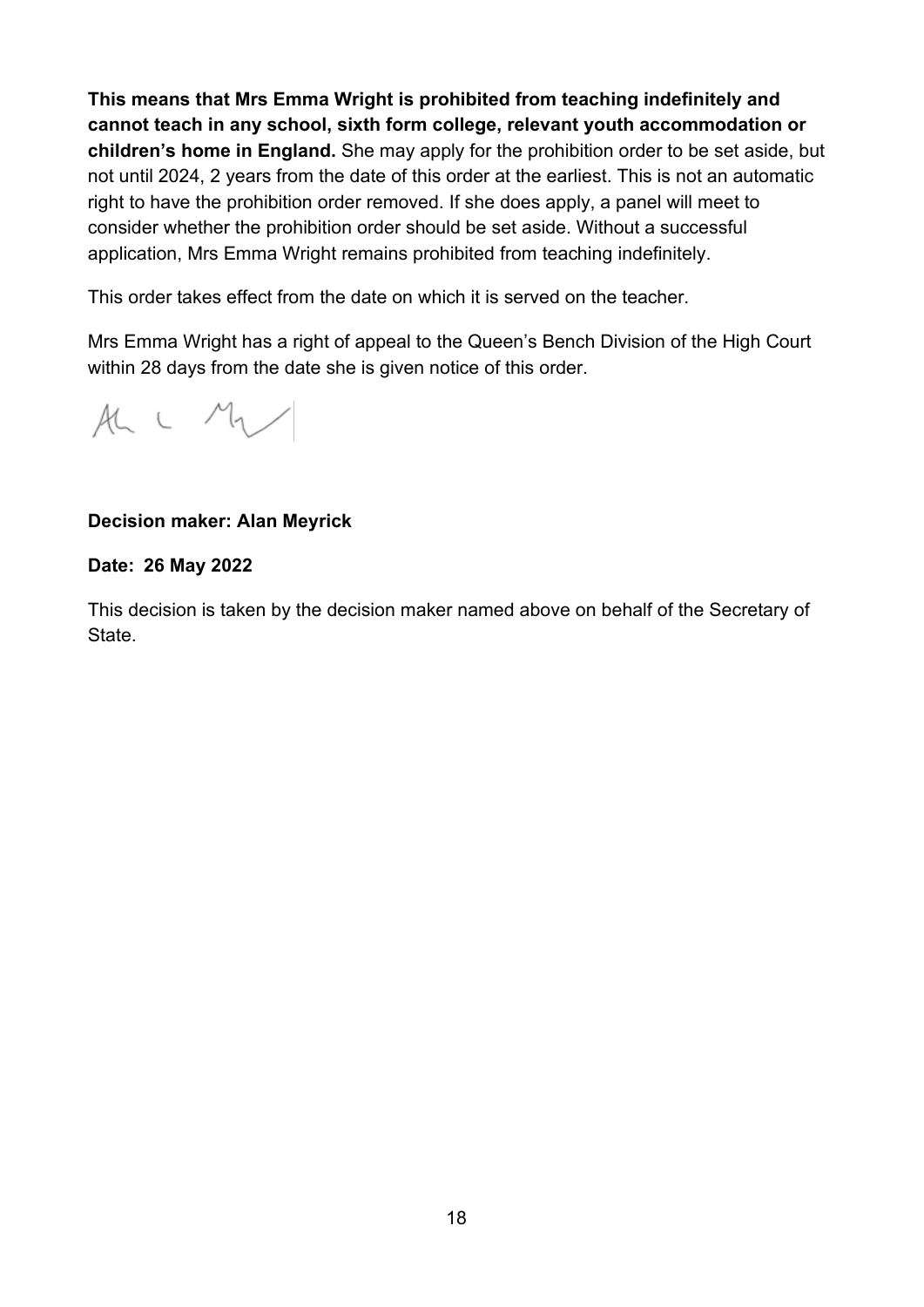**This means that Mrs Emma Wright is prohibited from teaching indefinitely and cannot teach in any school, sixth form college, relevant youth accommodation or children's home in England.** She may apply for the prohibition order to be set aside, but not until 2024, 2 years from the date of this order at the earliest. This is not an automatic right to have the prohibition order removed. If she does apply, a panel will meet to consider whether the prohibition order should be set aside. Without a successful application, Mrs Emma Wright remains prohibited from teaching indefinitely.

This order takes effect from the date on which it is served on the teacher.

Mrs Emma Wright has a right of appeal to the Queen's Bench Division of the High Court within 28 days from the date she is given notice of this order.

**Decision maker: Alan Meyrick**

**Date: 26 May 2022**

This decision is taken by the decision maker named above on behalf of the Secretary of State.